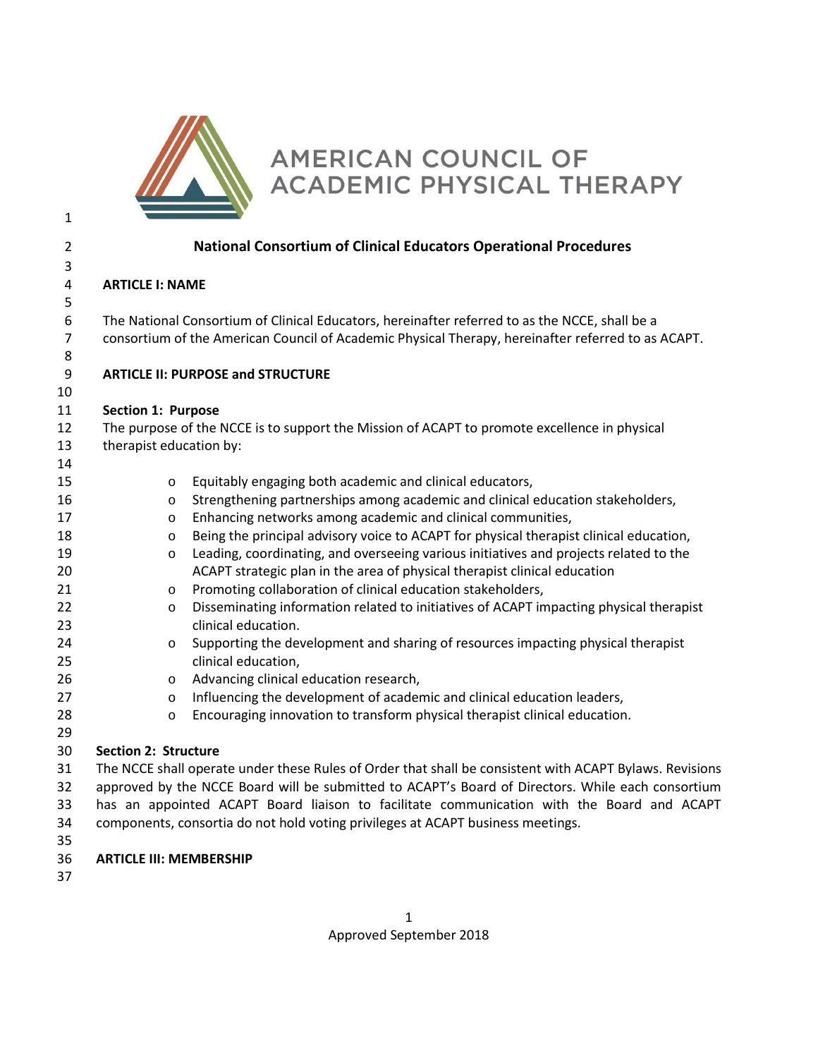AMERICAN COUNCIL OF ACADEMIC PHYSICAL THERAPY

# National Consortium of Clinical Educators Operational Procedures

## ARTICLE I: NAME

The National Consortium of Clinical Educators, hereinafter referred to as the NCCE, shall be a consortium of the American Council of Academic Physical Therapy, hereinafter referred to as ACAPT.

## ARTICLE II: PURPOSE and STRUCTURE

### Section 1: Purpose

The purpose of the NCCE is to support the Mission of ACAPT to promote excellence in physical therapist education by:

- Equitably engaging both academic and clinical educators,
- Strengthening partnerships among academic and clinical education stakeholders,
- Enhancing networks among academic and clinical communities,
- Being the principal advisory voice to ACAPT for physical therapist clinical education,
- Leading, coordinating, and overseeing various initiatives and projects related to the ACAPT strategic plan in the area of physical therapist clinical education
- Promoting collaboration of clinical education stakeholders,
- Disseminating information related to initiatives of ACAPT impacting physical therapist clinical education.
- Supporting the development and sharing of resources impacting physical therapist clinical education,
- Advancing clinical education research,
- Influencing the development of academic and clinical education leaders,
- Encouraging innovation to transform physical therapist clinical education.

### Section 2: Structure

The NCCE shall operate under these Rules of Order that shall be consistent with ACAPT Bylaws. Revisions approved by the NCCE Board will be submitted to ACAPT's Board of Directors. While each consortium has an appointed ACAPT Board liaison to facilitate communication with the Board and ACAPT components, consortia do not hold voting privileges at ACAPT business meetings.

## ARTICLE III: MEMBERSHIP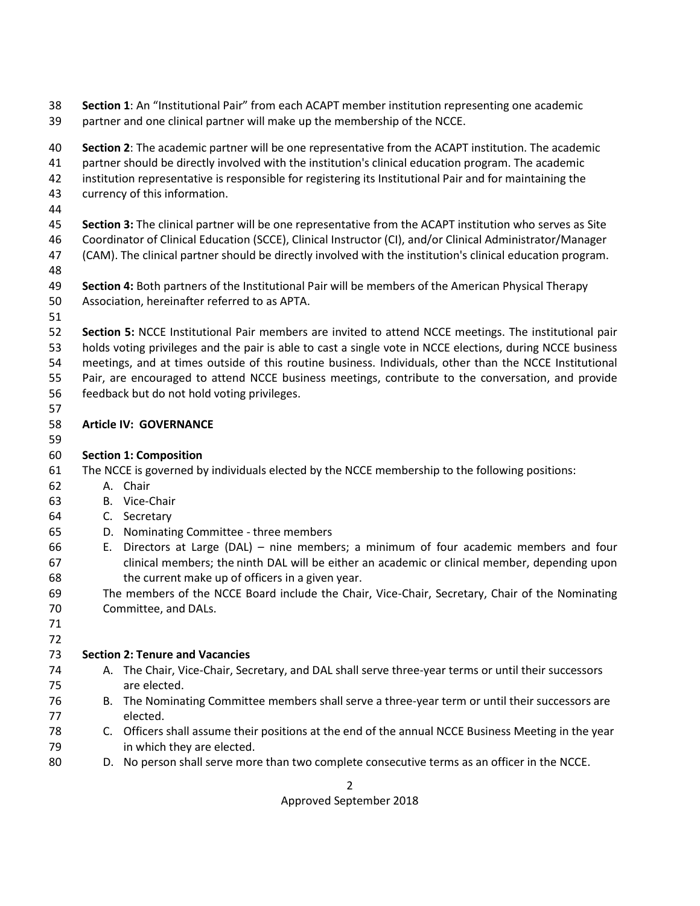**Section 1**: An "Institutional Pair" from each ACAPT member institution representing one academic partner and one clinical partner will make up the membership of the NCCE.

**Section 2**: The academic partner will be one representative from the ACAPT institution. The academic partner should be directly involved with the institution's clinical education program. The academic institution representative is responsible for registering its Institutional Pair and for maintaining the currency of this information.

**Section 3:** The clinical partner will be one representative from the ACAPT institution who serves as Site Coordinator of Clinical Education (SCCE), Clinical Instructor (CI), and/or Clinical Administrator/Manager (CAM). The clinical partner should be directly involved with the institution's clinical education program.

**Section 4:** Both partners of the Institutional Pair will be members of the American Physical Therapy Association, hereinafter referred to as APTA.

**Section 5:** NCCE Institutional Pair members are invited to attend NCCE meetings. The institutional pair holds voting privileges and the pair is able to cast a single vote in NCCE elections, during NCCE business meetings, and at times outside of this routine business. Individuals, other than the NCCE Institutional Pair, are encouraged to attend NCCE business meetings, contribute to the conversation, and provide feedback but do not hold voting privileges.

## Article IV: GOVERNANCE

**Section 1: Composition**

The NCCE is governed by individuals elected by the NCCE membership to the following positions:

A. Chair
B. Vice-Chair
C. Secretary
D. Nominating Committee - three members
E. Directors at Large (DAL) – nine members; a minimum of four academic members and four clinical members; the ninth DAL will be either an academic or clinical member, depending upon the current make up of officers in a given year.

The members of the NCCE Board include the Chair, Vice-Chair, Secretary, Chair of the Nominating Committee, and DALs.

**Section 2: Tenure and Vacancies**

A. The Chair, Vice-Chair, Secretary, and DAL shall serve three-year terms or until their successors are elected.
B. The Nominating Committee members shall serve a three-year term or until their successors are elected.
C. Officers shall assume their positions at the end of the annual NCCE Business Meeting in the year in which they are elected.
D. No person shall serve more than two complete consecutive terms as an officer in the NCCE.

Approved September 2018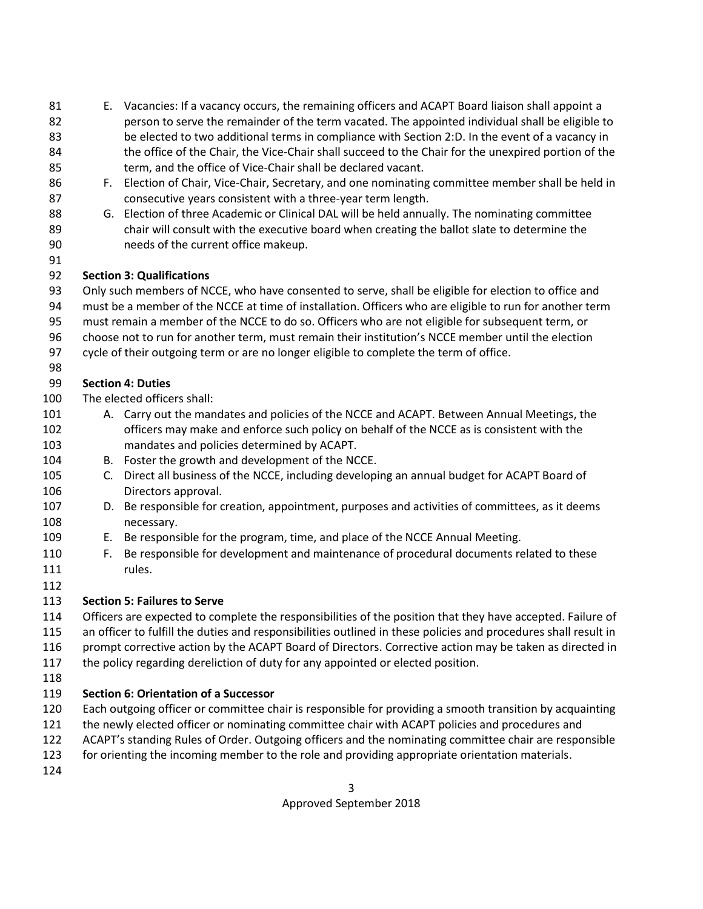E. Vacancies: If a vacancy occurs, the remaining officers and ACAPT Board liaison shall appoint a person to serve the remainder of the term vacated. The appointed individual shall be eligible to be elected to two additional terms in compliance with Section 2:D. In the event of a vacancy in the office of the Chair, the Vice-Chair shall succeed to the Chair for the unexpired portion of the term, and the office of Vice-Chair shall be declared vacant.
F. Election of Chair, Vice-Chair, Secretary, and one nominating committee member shall be held in consecutive years consistent with a three-year term length.
G. Election of three Academic or Clinical DAL will be held annually. The nominating committee chair will consult with the executive board when creating the ballot slate to determine the needs of the current office makeup.

**Section 3: Qualifications**

Only such members of NCCE, who have consented to serve, shall be eligible for election to office and must be a member of the NCCE at time of installation. Officers who are eligible to run for another term must remain a member of the NCCE to do so. Officers who are not eligible for subsequent term, or choose not to run for another term, must remain their institution's NCCE member until the election cycle of their outgoing term or are no longer eligible to complete the term of office.

**Section 4: Duties**

The elected officers shall:

A. Carry out the mandates and policies of the NCCE and ACAPT. Between Annual Meetings, the officers may make and enforce such policy on behalf of the NCCE as is consistent with the mandates and policies determined by ACAPT.
B. Foster the growth and development of the NCCE.
C. Direct all business of the NCCE, including developing an annual budget for ACAPT Board of Directors approval.
D. Be responsible for creation, appointment, purposes and activities of committees, as it deems necessary.
E. Be responsible for the program, time, and place of the NCCE Annual Meeting.
F. Be responsible for development and maintenance of procedural documents related to these rules.

**Section 5: Failures to Serve**

Officers are expected to complete the responsibilities of the position that they have accepted. Failure of an officer to fulfill the duties and responsibilities outlined in these policies and procedures shall result in prompt corrective action by the ACAPT Board of Directors. Corrective action may be taken as directed in the policy regarding dereliction of duty for any appointed or elected position.

**Section 6: Orientation of a Successor**

Each outgoing officer or committee chair is responsible for providing a smooth transition by acquainting the newly elected officer or nominating committee chair with ACAPT policies and procedures and ACAPT's standing Rules of Order. Outgoing officers and the nominating committee chair are responsible for orienting the incoming member to the role and providing appropriate orientation materials.

Approved September 2018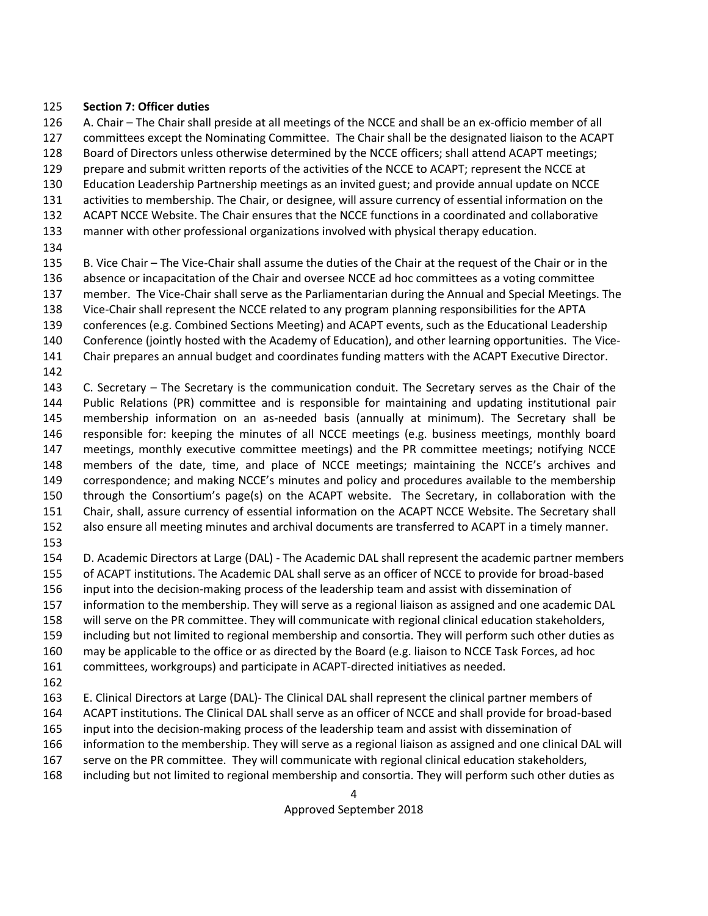**Section 7: Officer duties**

A. Chair – The Chair shall preside at all meetings of the NCCE and shall be an ex-officio member of all committees except the Nominating Committee. The Chair shall be the designated liaison to the ACAPT Board of Directors unless otherwise determined by the NCCE officers; shall attend ACAPT meetings; prepare and submit written reports of the activities of the NCCE to ACAPT; represent the NCCE at Education Leadership Partnership meetings as an invited guest; and provide annual update on NCCE activities to membership. The Chair, or designee, will assure currency of essential information on the ACAPT NCCE Website. The Chair ensures that the NCCE functions in a coordinated and collaborative manner with other professional organizations involved with physical therapy education.

B. Vice Chair – The Vice-Chair shall assume the duties of the Chair at the request of the Chair or in the absence or incapacitation of the Chair and oversee NCCE ad hoc committees as a voting committee member. The Vice-Chair shall serve as the Parliamentarian during the Annual and Special Meetings. The Vice-Chair shall represent the NCCE related to any program planning responsibilities for the APTA conferences (e.g. Combined Sections Meeting) and ACAPT events, such as the Educational Leadership Conference (jointly hosted with the Academy of Education), and other learning opportunities. The Vice-Chair prepares an annual budget and coordinates funding matters with the ACAPT Executive Director.

C. Secretary – The Secretary is the communication conduit. The Secretary serves as the Chair of the Public Relations (PR) committee and is responsible for maintaining and updating institutional pair membership information on an as-needed basis (annually at minimum). The Secretary shall be responsible for: keeping the minutes of all NCCE meetings (e.g. business meetings, monthly board meetings, monthly executive committee meetings) and the PR committee meetings; notifying NCCE members of the date, time, and place of NCCE meetings; maintaining the NCCE's archives and correspondence; and making NCCE's minutes and policy and procedures available to the membership through the Consortium's page(s) on the ACAPT website. The Secretary, in collaboration with the Chair, shall, assure currency of essential information on the ACAPT NCCE Website. The Secretary shall also ensure all meeting minutes and archival documents are transferred to ACAPT in a timely manner.

D. Academic Directors at Large (DAL) - The Academic DAL shall represent the academic partner members of ACAPT institutions. The Academic DAL shall serve as an officer of NCCE to provide for broad-based input into the decision-making process of the leadership team and assist with dissemination of information to the membership. They will serve as a regional liaison as assigned and one academic DAL will serve on the PR committee. They will communicate with regional clinical education stakeholders, including but not limited to regional membership and consortia. They will perform such other duties as may be applicable to the office or as directed by the Board (e.g. liaison to NCCE Task Forces, ad hoc committees, workgroups) and participate in ACAPT-directed initiatives as needed.

E. Clinical Directors at Large (DAL)- The Clinical DAL shall represent the clinical partner members of ACAPT institutions. The Clinical DAL shall serve as an officer of NCCE and shall provide for broad-based input into the decision-making process of the leadership team and assist with dissemination of information to the membership. They will serve as a regional liaison as assigned and one clinical DAL will serve on the PR committee. They will communicate with regional clinical education stakeholders, including but not limited to regional membership and consortia. They will perform such other duties as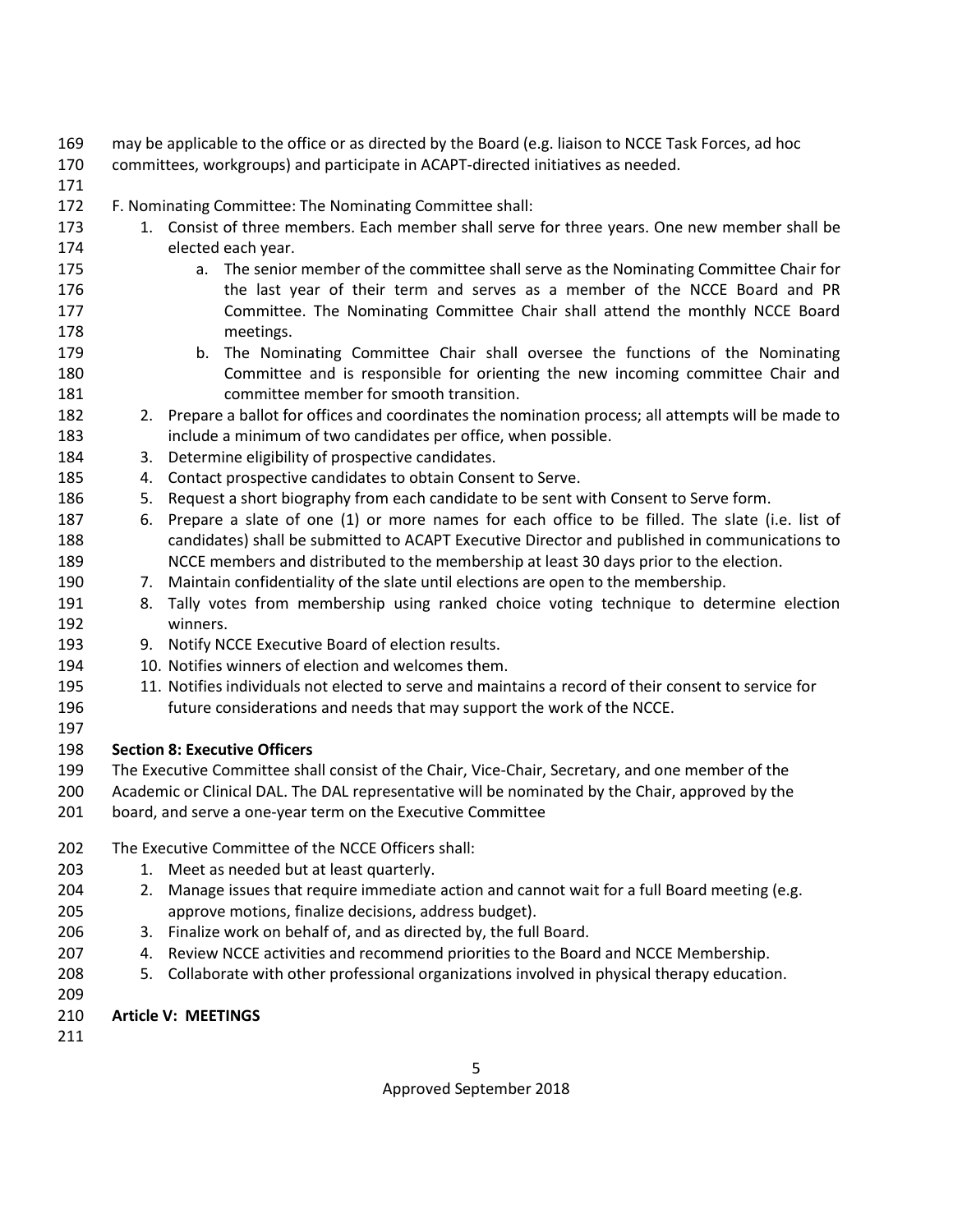may be applicable to the office or as directed by the Board (e.g. liaison to NCCE Task Forces, ad hoc committees, workgroups) and participate in ACAPT-directed initiatives as needed.

F. Nominating Committee: The Nominating Committee shall:

1. Consist of three members. Each member shall serve for three years. One new member shall be elected each year.
    a. The senior member of the committee shall serve as the Nominating Committee Chair for the last year of their term and serves as a member of the NCCE Board and PR Committee. The Nominating Committee Chair shall attend the monthly NCCE Board meetings.
    b. The Nominating Committee Chair shall oversee the functions of the Nominating Committee and is responsible for orienting the new incoming committee Chair and committee member for smooth transition.
2. Prepare a ballot for offices and coordinates the nomination process; all attempts will be made to include a minimum of two candidates per office, when possible.
3. Determine eligibility of prospective candidates.
4. Contact prospective candidates to obtain Consent to Serve.
5. Request a short biography from each candidate to be sent with Consent to Serve form.
6. Prepare a slate of one (1) or more names for each office to be filled. The slate (i.e. list of candidates) shall be submitted to ACAPT Executive Director and published in communications to NCCE members and distributed to the membership at least 30 days prior to the election.
7. Maintain confidentiality of the slate until elections are open to the membership.
8. Tally votes from membership using ranked choice voting technique to determine election winners.
9. Notify NCCE Executive Board of election results.
10. Notifies winners of election and welcomes them.
11. Notifies individuals not elected to serve and maintains a record of their consent to service for future considerations and needs that may support the work of the NCCE.

**Section 8: Executive Officers**

The Executive Committee shall consist of the Chair, Vice-Chair, Secretary, and one member of the Academic or Clinical DAL. The DAL representative will be nominated by the Chair, approved by the board, and serve a one-year term on the Executive Committee

The Executive Committee of the NCCE Officers shall:

1. Meet as needed but at least quarterly.
2. Manage issues that require immediate action and cannot wait for a full Board meeting (e.g. approve motions, finalize decisions, address budget).
3. Finalize work on behalf of, and as directed by, the full Board.
4. Review NCCE activities and recommend priorities to the Board and NCCE Membership.
5. Collaborate with other professional organizations involved in physical therapy education.

**Article V: MEETINGS**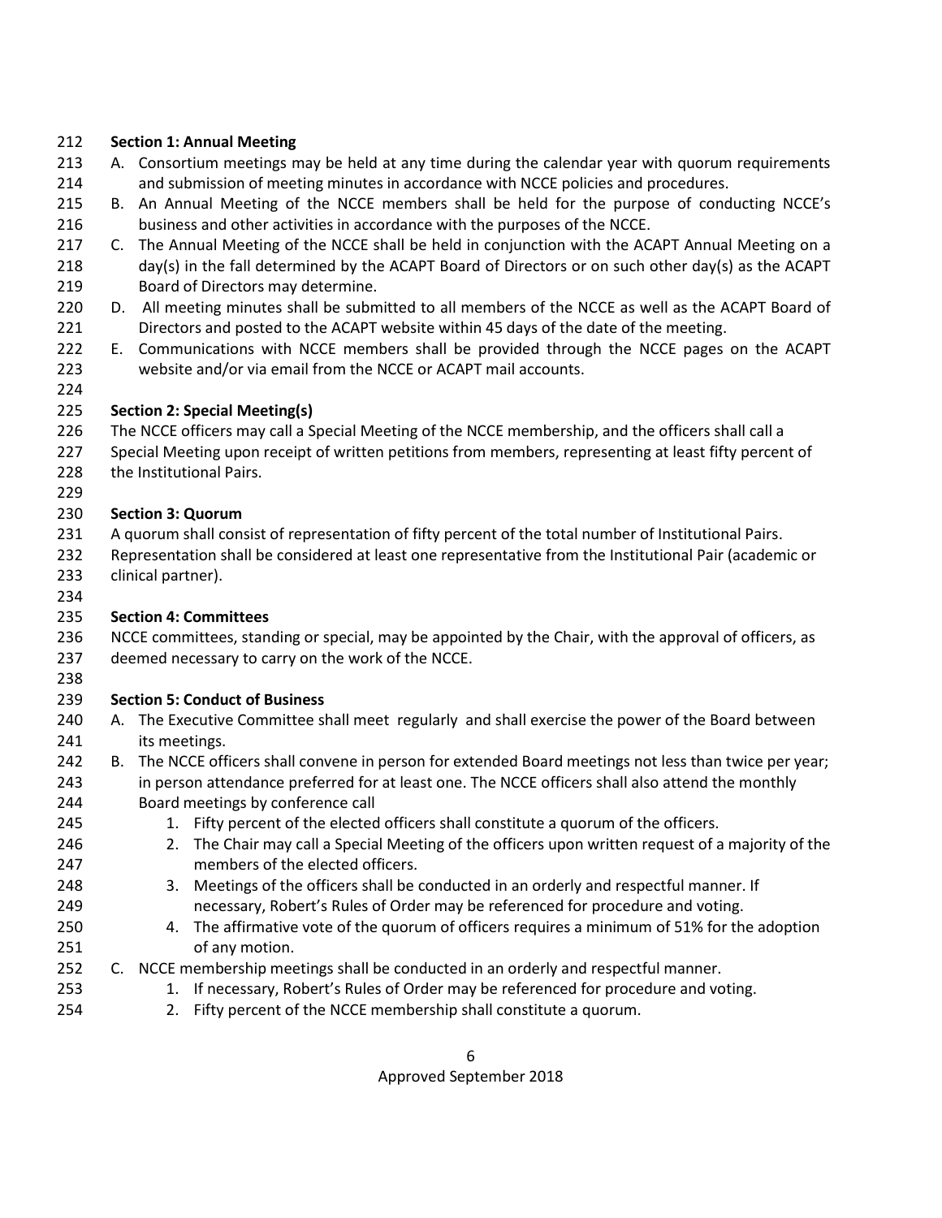**Section 1: Annual Meeting**

A. Consortium meetings may be held at any time during the calendar year with quorum requirements and submission of meeting minutes in accordance with NCCE policies and procedures.
B. An Annual Meeting of the NCCE members shall be held for the purpose of conducting NCCE's business and other activities in accordance with the purposes of the NCCE.
C. The Annual Meeting of the NCCE shall be held in conjunction with the ACAPT Annual Meeting on a day(s) in the fall determined by the ACAPT Board of Directors or on such other day(s) as the ACAPT Board of Directors may determine.
D. All meeting minutes shall be submitted to all members of the NCCE as well as the ACAPT Board of Directors and posted to the ACAPT website within 45 days of the date of the meeting.
E. Communications with NCCE members shall be provided through the NCCE pages on the ACAPT website and/or via email from the NCCE or ACAPT mail accounts.

**Section 2: Special Meeting(s)**

The NCCE officers may call a Special Meeting of the NCCE membership, and the officers shall call a Special Meeting upon receipt of written petitions from members, representing at least fifty percent of the Institutional Pairs.

**Section 3: Quorum**

A quorum shall consist of representation of fifty percent of the total number of Institutional Pairs. Representation shall be considered at least one representative from the Institutional Pair (academic or clinical partner).

**Section 4: Committees**

NCCE committees, standing or special, may be appointed by the Chair, with the approval of officers, as deemed necessary to carry on the work of the NCCE.

**Section 5: Conduct of Business**

A. The Executive Committee shall meet regularly and shall exercise the power of the Board between its meetings.
B. The NCCE officers shall convene in person for extended Board meetings not less than twice per year; in person attendance preferred for at least one. The NCCE officers shall also attend the monthly Board meetings by conference call
    1. Fifty percent of the elected officers shall constitute a quorum of the officers.
    2. The Chair may call a Special Meeting of the officers upon written request of a majority of the members of the elected officers.
    3. Meetings of the officers shall be conducted in an orderly and respectful manner. If necessary, Robert's Rules of Order may be referenced for procedure and voting.
    4. The affirmative vote of the quorum of officers requires a minimum of 51% for the adoption of any motion.
C. NCCE membership meetings shall be conducted in an orderly and respectful manner.
    1. If necessary, Robert's Rules of Order may be referenced for procedure and voting.
    2. Fifty percent of the NCCE membership shall constitute a quorum.

Approved September 2018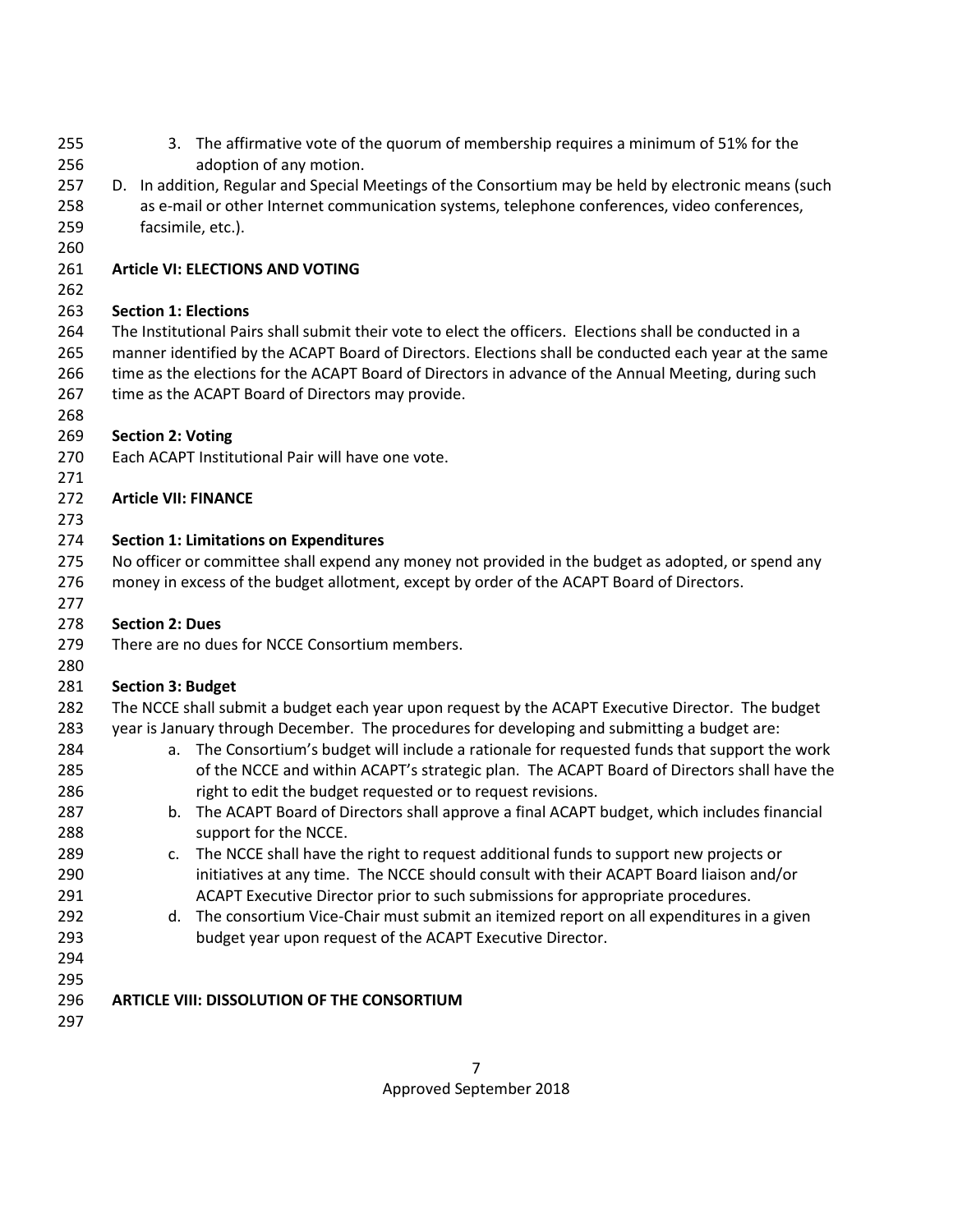3. The affirmative vote of the quorum of membership requires a minimum of 51% for the adoption of any motion.

D. In addition, Regular and Special Meetings of the Consortium may be held by electronic means (such as e-mail or other Internet communication systems, telephone conferences, video conferences, facsimile, etc.).

## Article VI: ELECTIONS AND VOTING

### Section 1: Elections

The Institutional Pairs shall submit their vote to elect the officers. Elections shall be conducted in a manner identified by the ACAPT Board of Directors. Elections shall be conducted each year at the same time as the elections for the ACAPT Board of Directors in advance of the Annual Meeting, during such time as the ACAPT Board of Directors may provide.

### Section 2: Voting

Each ACAPT Institutional Pair will have one vote.

## Article VII: FINANCE

### Section 1: Limitations on Expenditures

No officer or committee shall expend any money not provided in the budget as adopted, or spend any money in excess of the budget allotment, except by order of the ACAPT Board of Directors.

### Section 2: Dues

There are no dues for NCCE Consortium members.

### Section 3: Budget

The NCCE shall submit a budget each year upon request by the ACAPT Executive Director. The budget year is January through December. The procedures for developing and submitting a budget are:

a. The Consortium's budget will include a rationale for requested funds that support the work of the NCCE and within ACAPT's strategic plan. The ACAPT Board of Directors shall have the right to edit the budget requested or to request revisions.

b. The ACAPT Board of Directors shall approve a final ACAPT budget, which includes financial support for the NCCE.

c. The NCCE shall have the right to request additional funds to support new projects or initiatives at any time. The NCCE should consult with their ACAPT Board liaison and/or ACAPT Executive Director prior to such submissions for appropriate procedures.

d. The consortium Vice-Chair must submit an itemized report on all expenditures in a given budget year upon request of the ACAPT Executive Director.

## ARTICLE VIII: DISSOLUTION OF THE CONSORTIUM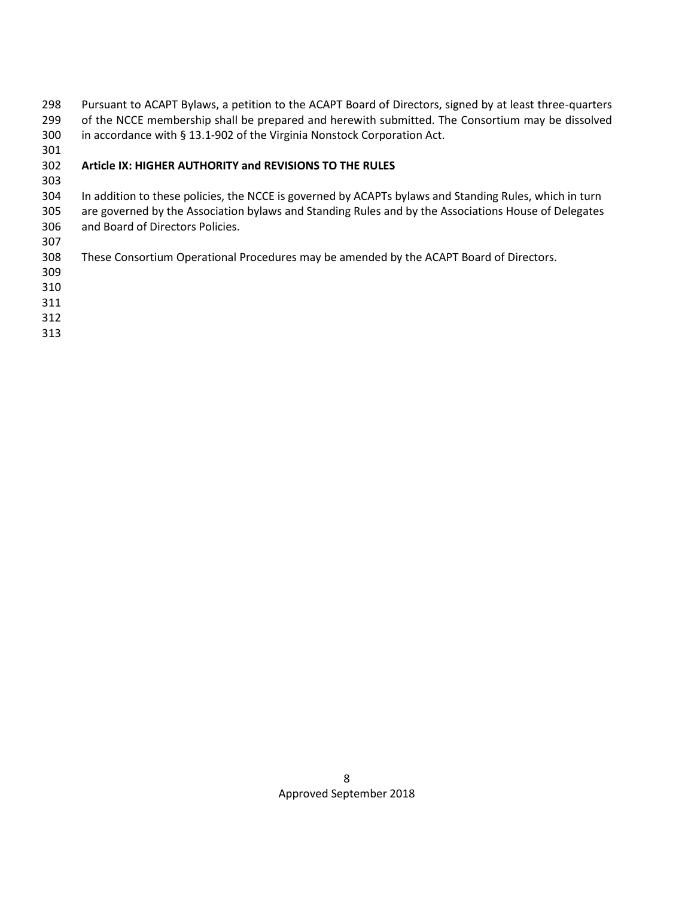Pursuant to ACAPT Bylaws, a petition to the ACAPT Board of Directors, signed by at least three-quarters of the NCCE membership shall be prepared and herewith submitted. The Consortium may be dissolved in accordance with § 13.1-902 of the Virginia Nonstock Corporation Act.

**Article IX: HIGHER AUTHORITY and REVISIONS TO THE RULES**

In addition to these policies, the NCCE is governed by ACAPTs bylaws and Standing Rules, which in turn are governed by the Association bylaws and Standing Rules and by the Associations House of Delegates and Board of Directors Policies.

These Consortium Operational Procedures may be amended by the ACAPT Board of Directors.

Approved September 2018